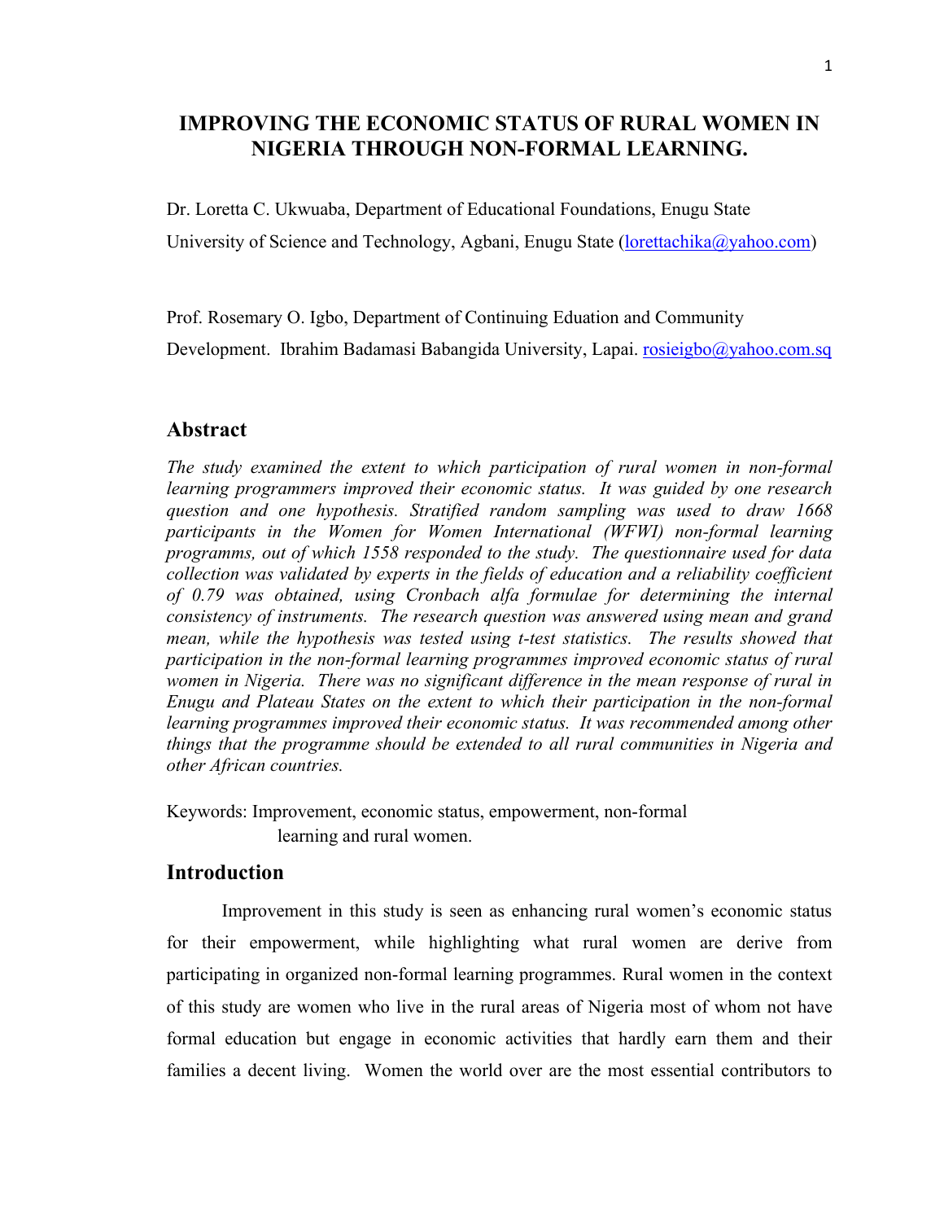# IMPROVING THE ECONOMIC STATUS OF RURAL WOMEN IN NIGERIA THROUGH NON-FORMAL LEARNING.

Dr. Loretta C. Ukwuaba, Department of Educational Foundations, Enugu State University of Science and Technology, Agbani, Enugu State (lorettachika@yahoo.com)

Prof. Rosemary O. Igbo, Department of Continuing Eduation and Community Development. Ibrahim Badamasi Babangida University, Lapai. rosieigbo@yahoo.com.sq

## Abstract

*The study examined the extent to which participation of rural women in non-formal learning programmers improved their economic status. It was guided by one research question and one hypothesis. Stratified random sampling was used to draw 1668 participants in the Women for Women International (WFWI) non-formal learning programms, out of which 1558 responded to the study. The questionnaire used for data collection was validated by experts in the fields of education and a reliability coefficient of 0.79 was obtained, using Cronbach alfa formulae for determining the internal consistency of instruments. The research question was answered using mean and grand mean, while the hypothesis was tested using t-test statistics. The results showed that participation in the non-formal learning programmes improved economic status of rural women in Nigeria. There was no significant difference in the mean response of rural in Enugu and Plateau States on the extent to which their participation in the non-formal learning programmes improved their economic status. It was recommended among other things that the programme should be extended to all rural communities in Nigeria and other African countries.*

Keywords: Improvement, economic status, empowerment, non-formal learning and rural women.

## Introduction

Improvement in this study is seen as enhancing rural women's economic status for their empowerment, while highlighting what rural women are derive from participating in organized non-formal learning programmes. Rural women in the context of this study are women who live in the rural areas of Nigeria most of whom not have formal education but engage in economic activities that hardly earn them and their families a decent living. Women the world over are the most essential contributors to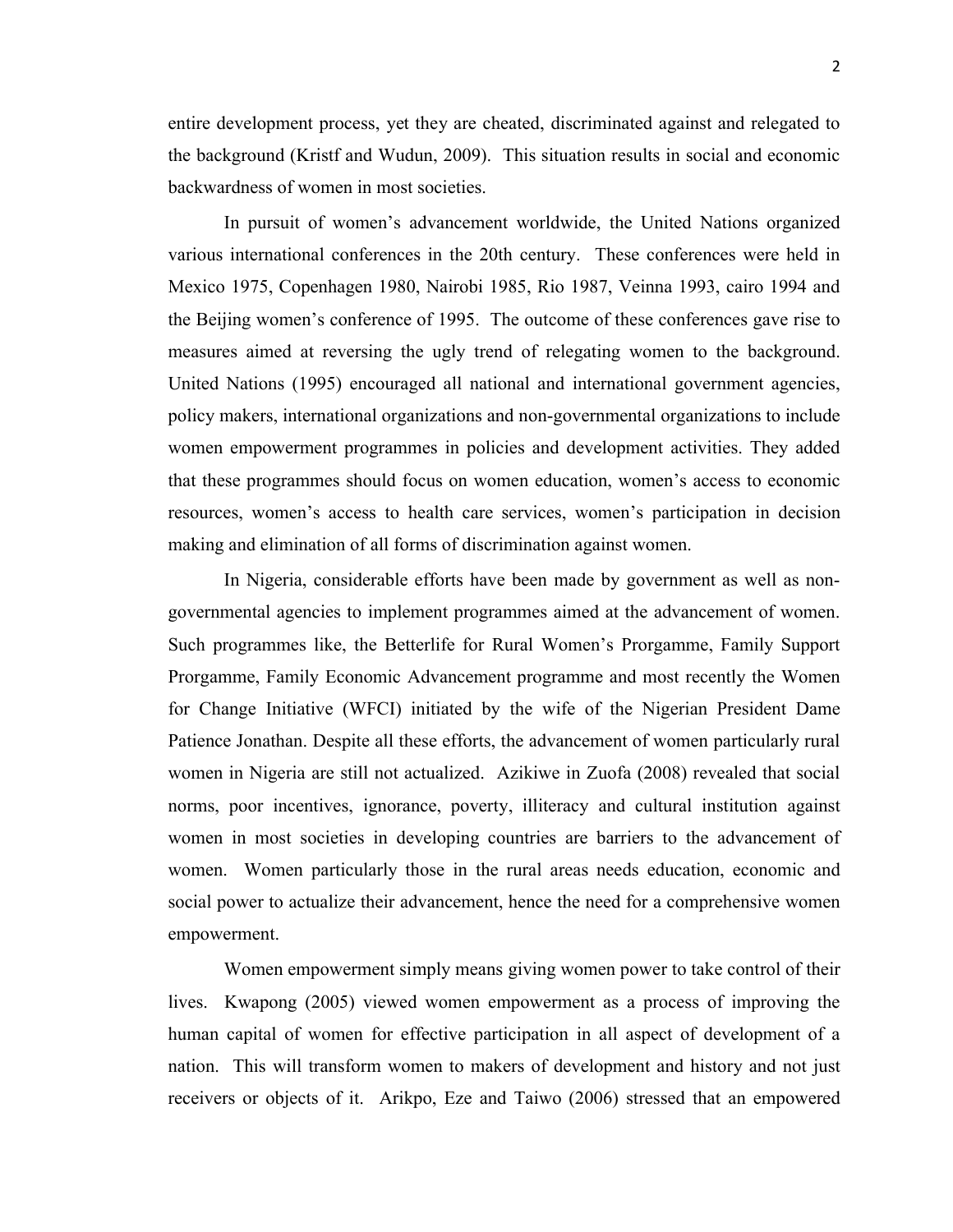entire development process, yet they are cheated, discriminated against and relegated to the background (Kristf and Wudun, 2009). This situation results in social and economic backwardness of women in most societies.

In pursuit of women's advancement worldwide, the United Nations organized various international conferences in the 20th century. These conferences were held in Mexico 1975, Copenhagen 1980, Nairobi 1985, Rio 1987, Veinna 1993, cairo 1994 and the Beijing women's conference of 1995. The outcome of these conferences gave rise to measures aimed at reversing the ugly trend of relegating women to the background. United Nations (1995) encouraged all national and international government agencies, policy makers, international organizations and non-governmental organizations to include women empowerment programmes in policies and development activities. They added that these programmes should focus on women education, women's access to economic resources, women's access to health care services, women's participation in decision making and elimination of all forms of discrimination against women.

In Nigeria, considerable efforts have been made by government as well as non-governmental agencies to implement programmes aimed at the advancement of women. Such programmes like, the Betterlife for Rural Women's Prorgamme, Family Support Prorgamme, Family Economic Advancement programme and most recently the Women for Change Initiative (WFCI) initiated by the wife of the Nigerian President Dame Patience Jonathan. Despite all these efforts, the advancement of women particularly rural women in Nigeria are still not actualized. Azikiwe in Zuofa (2008) revealed that social norms, poor incentives, ignorance, poverty, illiteracy and cultural institution against women in most societies in developing countries are barriers to the advancement of women. Women particularly those in the rural areas needs education, economic and social power to actualize their advancement, hence the need for a comprehensive women empowerment.

Women empowerment simply means giving women power to take control of their lives. Kwapong (2005) viewed women empowerment as a process of improving the human capital of women for effective participation in all aspect of development of a nation. This will transform women to makers of development and history and not just receivers or objects of it. Arikpo, Eze and Taiwo (2006) stressed that an empowered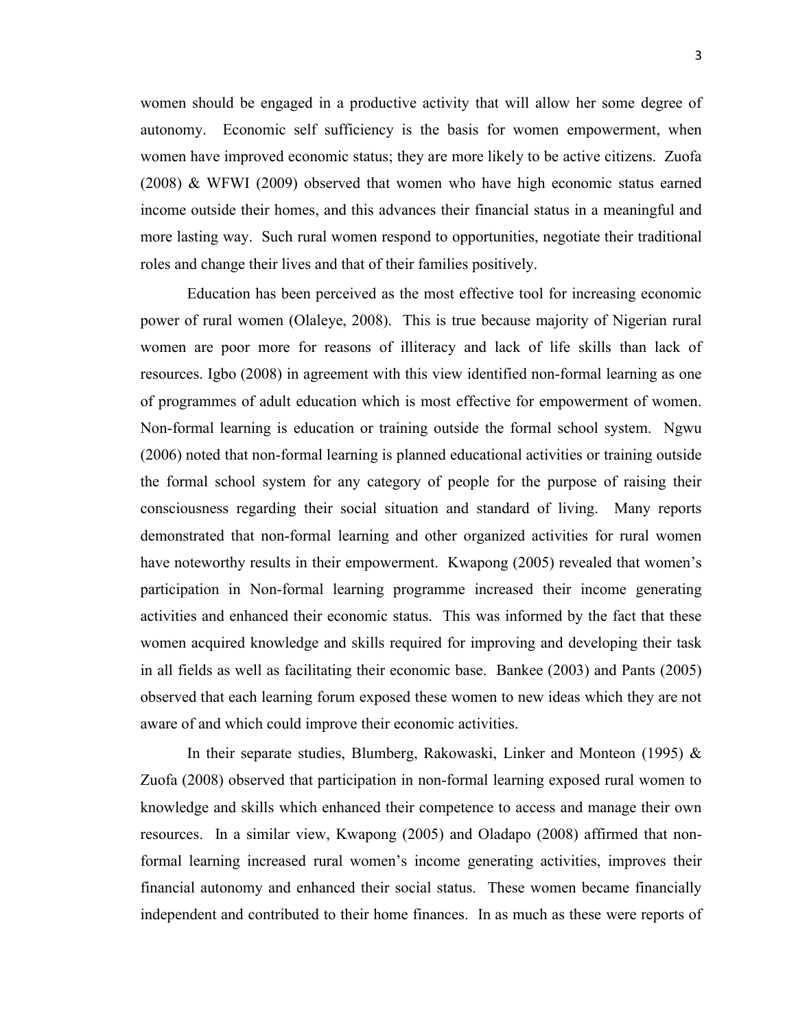women should be engaged in a productive activity that will allow her some degree of autonomy. Economic self sufficiency is the basis for women empowerment, when women have improved economic status; they are more likely to be active citizens. Zuofa (2008) & WFWI (2009) observed that women who have high economic status earned income outside their homes, and this advances their financial status in a meaningful and more lasting way. Such rural women respond to opportunities, negotiate their traditional roles and change their lives and that of their families positively.

Education has been perceived as the most effective tool for increasing economic power of rural women (Olaleye, 2008). This is true because majority of Nigerian rural women are poor more for reasons of illiteracy and lack of life skills than lack of resources. Igbo (2008) in agreement with this view identified non-formal learning as one of programmes of adult education which is most effective for empowerment of women. Non-formal learning is education or training outside the formal school system. Ngwu (2006) noted that non-formal learning is planned educational activities or training outside the formal school system for any category of people for the purpose of raising their consciousness regarding their social situation and standard of living. Many reports demonstrated that non-formal learning and other organized activities for rural women have noteworthy results in their empowerment. Kwapong (2005) revealed that women's participation in Non-formal learning programme increased their income generating activities and enhanced their economic status. This was informed by the fact that these women acquired knowledge and skills required for improving and developing their task in all fields as well as facilitating their economic base. Bankee (2003) and Pants (2005) observed that each learning forum exposed these women to new ideas which they are not aware of and which could improve their economic activities.

In their separate studies, Blumberg, Rakowaski, Linker and Monteon (1995) & Zuofa (2008) observed that participation in non-formal learning exposed rural women to knowledge and skills which enhanced their competence to access and manage their own resources. In a similar view, Kwapong (2005) and Oladapo (2008) affirmed that non-formal learning increased rural women's income generating activities, improves their financial autonomy and enhanced their social status. These women became financially independent and contributed to their home finances. In as much as these were reports of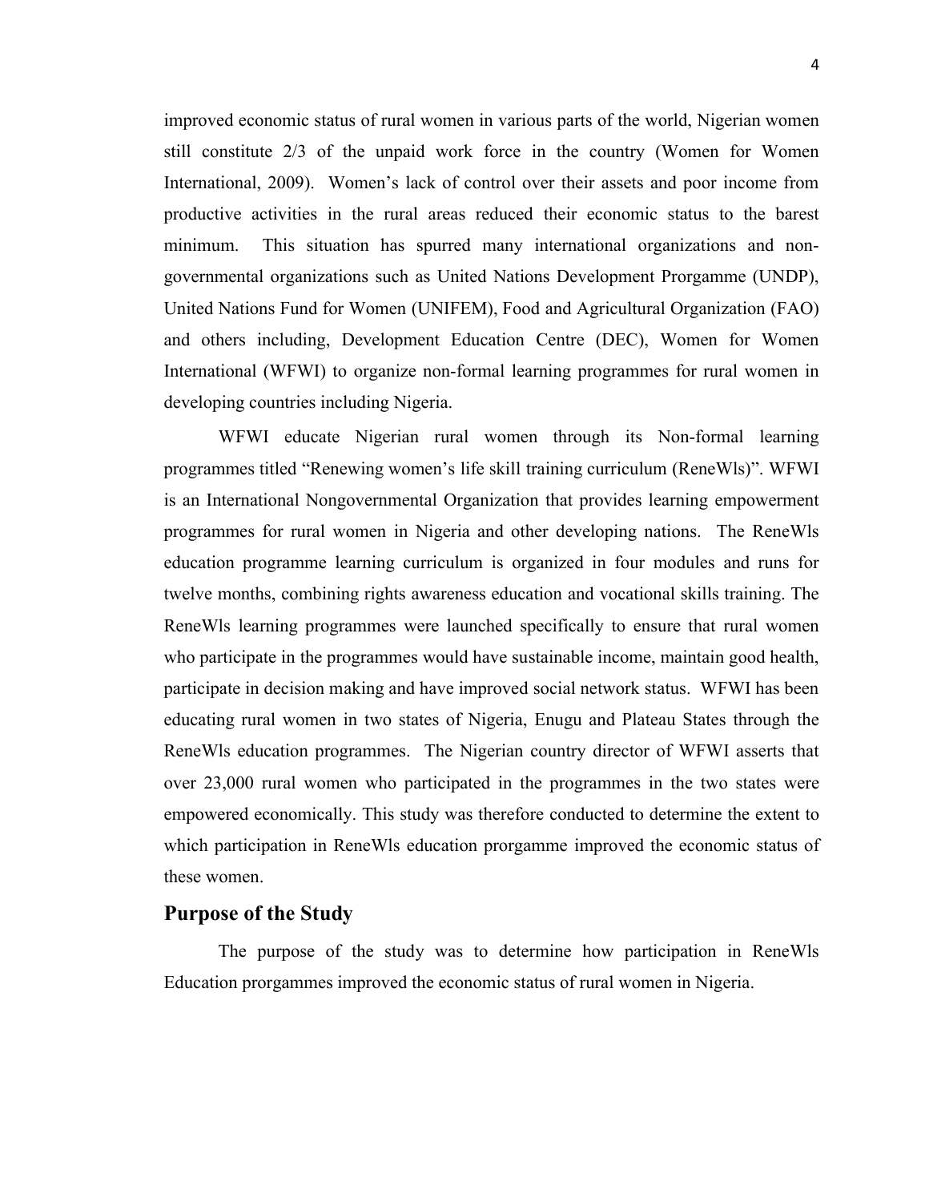improved economic status of rural women in various parts of the world, Nigerian women still constitute 2/3 of the unpaid work force in the country (Women for Women International, 2009). Women's lack of control over their assets and poor income from productive activities in the rural areas reduced their economic status to the barest minimum. This situation has spurred many international organizations and non-governmental organizations such as United Nations Development Prorgamme (UNDP), United Nations Fund for Women (UNIFEM), Food and Agricultural Organization (FAO) and others including, Development Education Centre (DEC), Women for Women International (WFWI) to organize non-formal learning programmes for rural women in developing countries including Nigeria.

WFWI educate Nigerian rural women through its Non-formal learning programmes titled "Renewing women's life skill training curriculum (ReneWls)". WFWI is an International Nongovernmental Organization that provides learning empowerment programmes for rural women in Nigeria and other developing nations. The ReneWls education programme learning curriculum is organized in four modules and runs for twelve months, combining rights awareness education and vocational skills training. The ReneWls learning programmes were launched specifically to ensure that rural women who participate in the programmes would have sustainable income, maintain good health, participate in decision making and have improved social network status. WFWI has been educating rural women in two states of Nigeria, Enugu and Plateau States through the ReneWls education programmes. The Nigerian country director of WFWI asserts that over 23,000 rural women who participated in the programmes in the two states were empowered economically. This study was therefore conducted to determine the extent to which participation in ReneWls education prorgamme improved the economic status of these women.

## Purpose of the Study

The purpose of the study was to determine how participation in ReneWls Education prorgammes improved the economic status of rural women in Nigeria.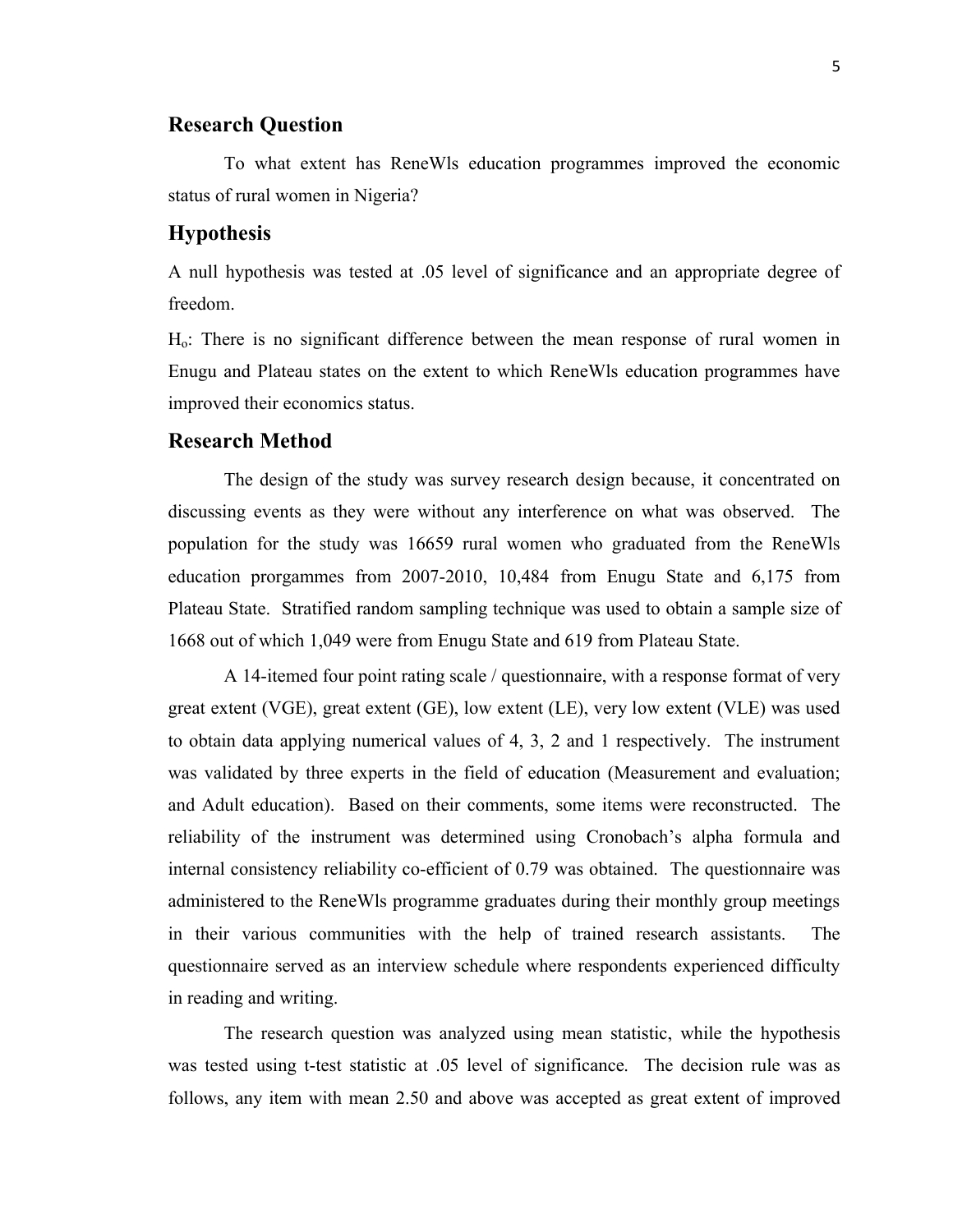## Research Question

To what extent has ReneWls education programmes improved the economic status of rural women in Nigeria?

## Hypothesis

A null hypothesis was tested at .05 level of significance and an appropriate degree of freedom.

$H_o$: There is no significant difference between the mean response of rural women in Enugu and Plateau states on the extent to which ReneWls education programmes have improved their economics status.

## Research Method

The design of the study was survey research design because, it concentrated on discussing events as they were without any interference on what was observed. The population for the study was 16659 rural women who graduated from the ReneWls education prorgammes from 2007-2010, 10,484 from Enugu State and 6,175 from Plateau State. Stratified random sampling technique was used to obtain a sample size of 1668 out of which 1,049 were from Enugu State and 619 from Plateau State.

A 14-itemed four point rating scale / questionnaire, with a response format of very great extent (VGE), great extent (GE), low extent (LE), very low extent (VLE) was used to obtain data applying numerical values of 4, 3, 2 and 1 respectively. The instrument was validated by three experts in the field of education (Measurement and evaluation; and Adult education). Based on their comments, some items were reconstructed. The reliability of the instrument was determined using Cronobach's alpha formula and internal consistency reliability co-efficient of 0.79 was obtained. The questionnaire was administered to the ReneWls programme graduates during their monthly group meetings in their various communities with the help of trained research assistants. The questionnaire served as an interview schedule where respondents experienced difficulty in reading and writing.

The research question was analyzed using mean statistic, while the hypothesis was tested using t-test statistic at .05 level of significance. The decision rule was as follows, any item with mean 2.50 and above was accepted as great extent of improved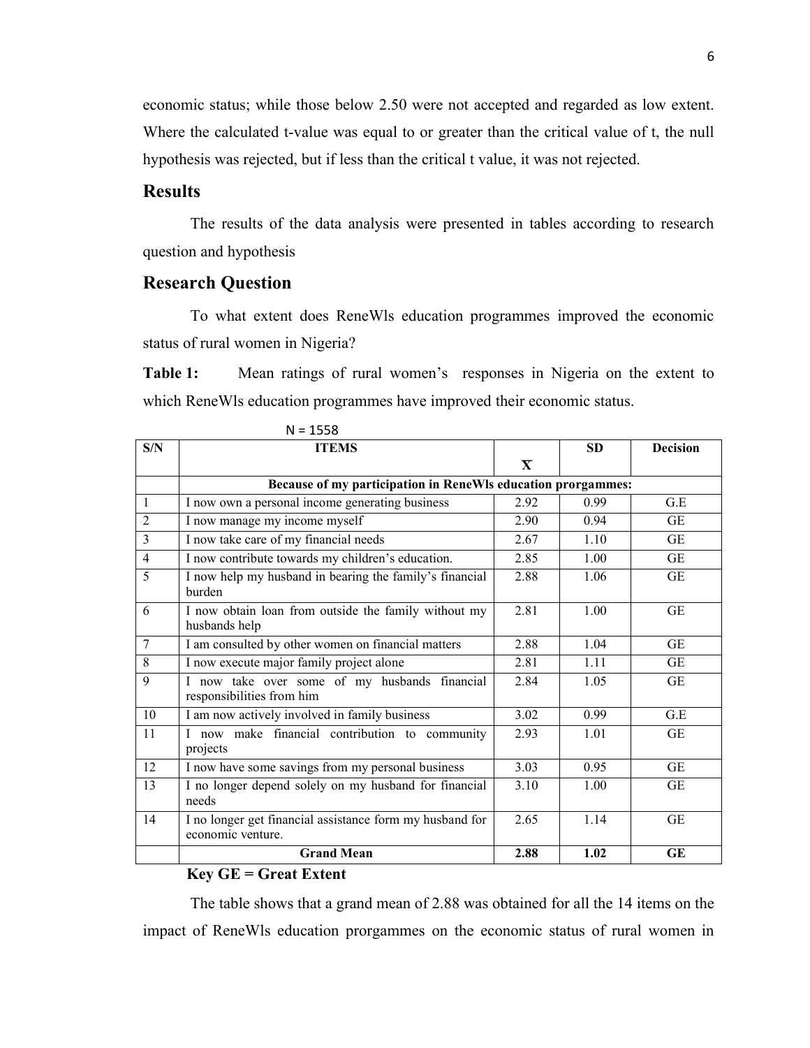economic status; while those below 2.50 were not accepted and regarded as low extent. Where the calculated t-value was equal to or greater than the critical value of t, the null hypothesis was rejected, but if less than the critical t value, it was not rejected.

## Results

The results of the data analysis were presented in tables according to research question and hypothesis

## Research Question

To what extent does ReneWls education programmes improved the economic status of rural women in Nigeria?

**Table 1:** Mean ratings of rural women's responses in Nigeria on the extent to which ReneWls education programmes have improved their economic status.

N = 1558

| S/N | ITEMS | $\bar{X}$ | SD | Decision |
|---|---|---|---|---|
| | **Because of my participation in ReneWls education prorgammes:** | | | |
| 1 | I now own a personal income generating business | 2.92 | 0.99 | G.E |
| 2 | I now manage my income myself | 2.90 | 0.94 | GE |
| 3 | I now take care of my financial needs | 2.67 | 1.10 | GE |
| 4 | I now contribute towards my children's education. | 2.85 | 1.00 | GE |
| 5 | I now help my husband in bearing the family's financial burden | 2.88 | 1.06 | GE |
| 6 | I now obtain loan from outside the family without my husbands help | 2.81 | 1.00 | GE |
| 7 | I am consulted by other women on financial matters | 2.88 | 1.04 | GE |
| 8 | I now execute major family project alone | 2.81 | 1.11 | GE |
| 9 | I now take over some of my husbands financial responsibilities from him | 2.84 | 1.05 | GE |
| 10 | I am now actively involved in family business | 3.02 | 0.99 | G.E |
| 11 | I now make financial contribution to community projects | 2.93 | 1.01 | GE |
| 12 | I now have some savings from my personal business | 3.03 | 0.95 | GE |
| 13 | I no longer depend solely on my husband for financial needs | 3.10 | 1.00 | GE |
| 14 | I no longer get financial assistance form my husband for economic venture. | 2.65 | 1.14 | GE |
| | **Grand Mean** | **2.88** | **1.02** | **GE** |

**Key GE = Great Extent**

The table shows that a grand mean of 2.88 was obtained for all the 14 items on the impact of ReneWls education prorgammes on the economic status of rural women in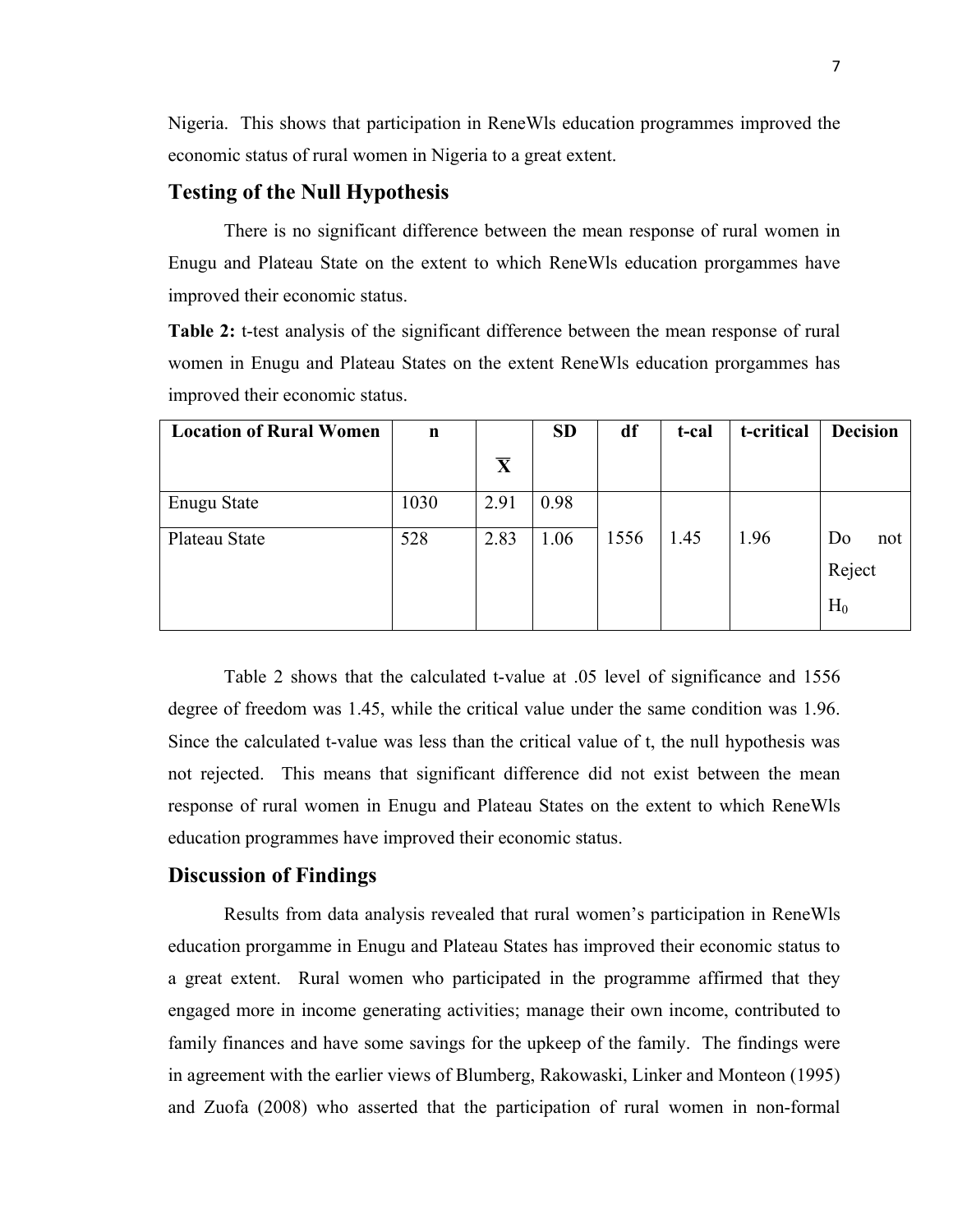Nigeria. This shows that participation in ReneWls education programmes improved the economic status of rural women in Nigeria to a great extent.

## Testing of the Null Hypothesis

There is no significant difference between the mean response of rural women in Enugu and Plateau State on the extent to which ReneWls education prorgammes have improved their economic status.

**Table 2:** t-test analysis of the significant difference between the mean response of rural women in Enugu and Plateau States on the extent ReneWls education prorgammes has improved their economic status.

| Location of Rural Women | n | $\overline{X}$ | SD | df | t-cal | t-critical | Decision |
|---|---|---|---|---|---|---|---|
| Enugu State | 1030 | 2.91 | 0.98 | | | | |
| Plateau State | 528 | 2.83 | 1.06 | 1556 | 1.45 | 1.96 | Do not Reject $H_0$ |

Table 2 shows that the calculated t-value at .05 level of significance and 1556 degree of freedom was 1.45, while the critical value under the same condition was 1.96. Since the calculated t-value was less than the critical value of t, the null hypothesis was not rejected. This means that significant difference did not exist between the mean response of rural women in Enugu and Plateau States on the extent to which ReneWls education programmes have improved their economic status.

## Discussion of Findings

Results from data analysis revealed that rural women's participation in ReneWls education prorgamme in Enugu and Plateau States has improved their economic status to a great extent. Rural women who participated in the programme affirmed that they engaged more in income generating activities; manage their own income, contributed to family finances and have some savings for the upkeep of the family. The findings were in agreement with the earlier views of Blumberg, Rakowaski, Linker and Monteon (1995) and Zuofa (2008) who asserted that the participation of rural women in non-formal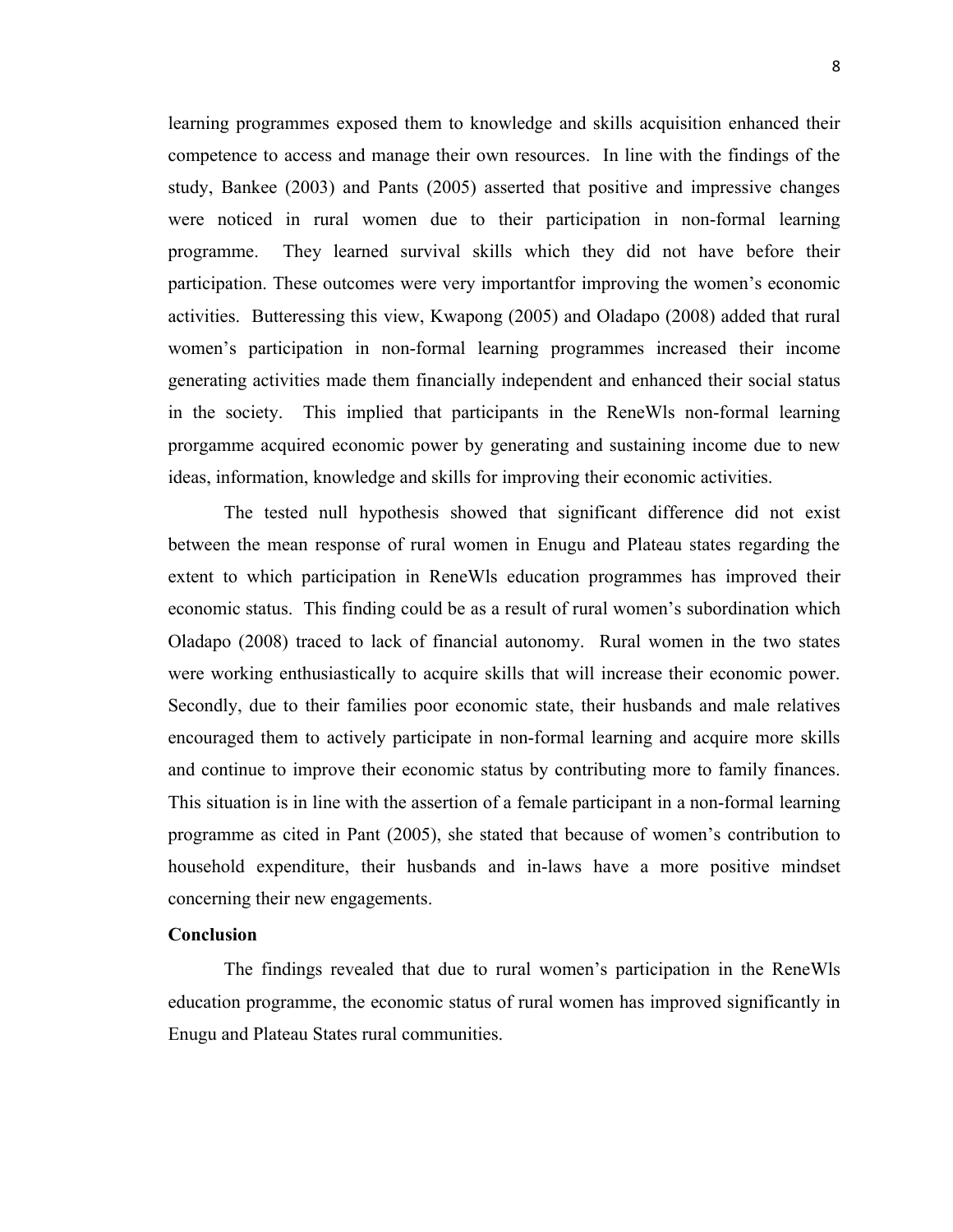learning programmes exposed them to knowledge and skills acquisition enhanced their competence to access and manage their own resources. In line with the findings of the study, Bankee (2003) and Pants (2005) asserted that positive and impressive changes were noticed in rural women due to their participation in non-formal learning programme. They learned survival skills which they did not have before their participation. These outcomes were very importantfor improving the women's economic activities. Butteressing this view, Kwapong (2005) and Oladapo (2008) added that rural women's participation in non-formal learning programmes increased their income generating activities made them financially independent and enhanced their social status in the society. This implied that participants in the ReneWls non-formal learning prorgamme acquired economic power by generating and sustaining income due to new ideas, information, knowledge and skills for improving their economic activities.

The tested null hypothesis showed that significant difference did not exist between the mean response of rural women in Enugu and Plateau states regarding the extent to which participation in ReneWls education programmes has improved their economic status. This finding could be as a result of rural women's subordination which Oladapo (2008) traced to lack of financial autonomy. Rural women in the two states were working enthusiastically to acquire skills that will increase their economic power. Secondly, due to their families poor economic state, their husbands and male relatives encouraged them to actively participate in non-formal learning and acquire more skills and continue to improve their economic status by contributing more to family finances. This situation is in line with the assertion of a female participant in a non-formal learning programme as cited in Pant (2005), she stated that because of women's contribution to household expenditure, their husbands and in-laws have a more positive mindset concerning their new engagements.

**Conclusion**

The findings revealed that due to rural women's participation in the ReneWls education programme, the economic status of rural women has improved significantly in Enugu and Plateau States rural communities.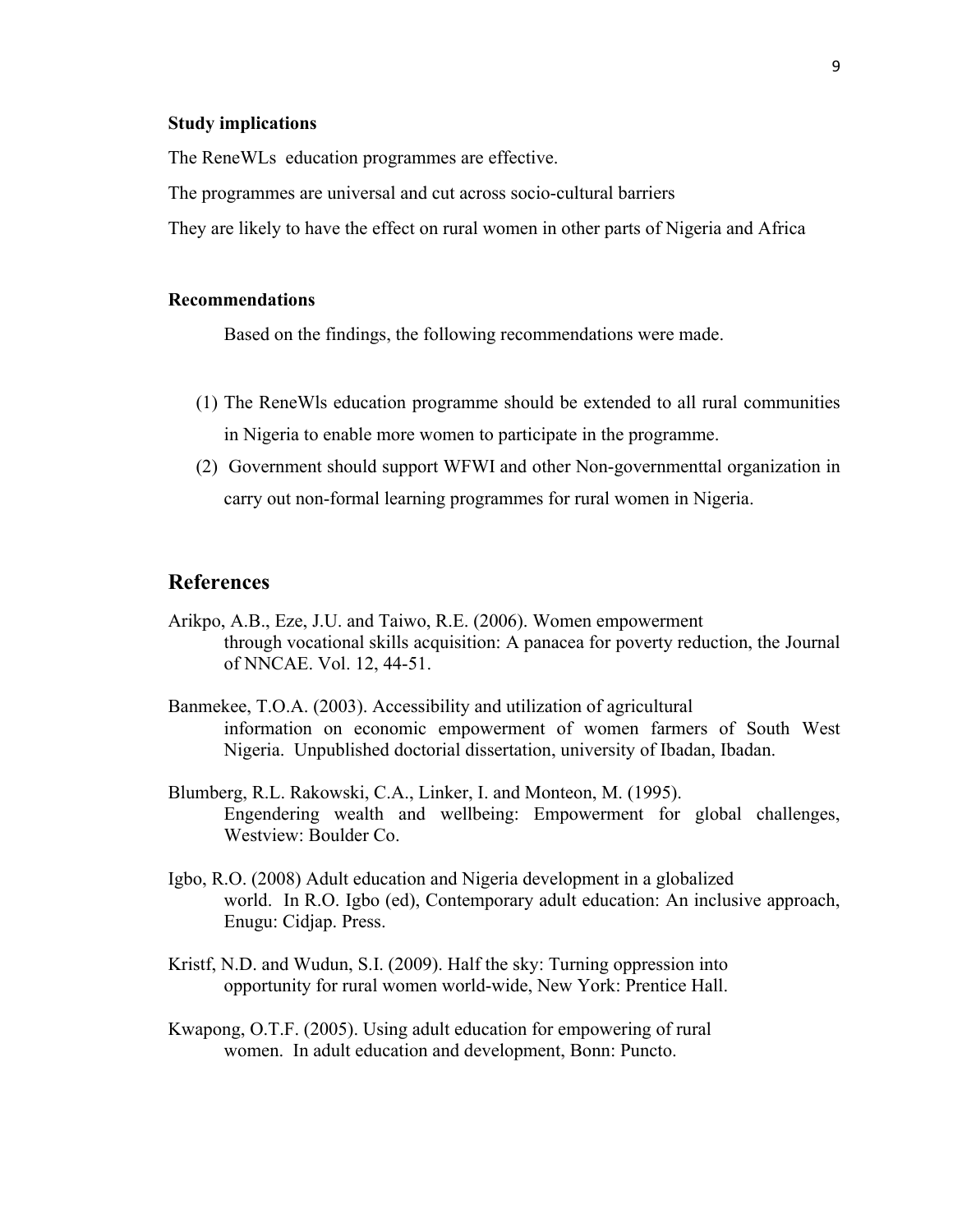**Study implications**

The ReneWLs education programmes are effective.

The programmes are universal and cut across socio-cultural barriers

They are likely to have the effect on rural women in other parts of Nigeria and Africa

**Recommendations**

Based on the findings, the following recommendations were made.

(1) The ReneWls education programme should be extended to all rural communities in Nigeria to enable more women to participate in the programme.

(2) Government should support WFWI and other Non-governmenttal organization in carry out non-formal learning programmes for rural women in Nigeria.

## References

Arikpo, A.B., Eze, J.U. and Taiwo, R.E. (2006). Women empowerment through vocational skills acquisition: A panacea for poverty reduction, the Journal of NNCAE. Vol. 12, 44-51.

Banmekee, T.O.A. (2003). Accessibility and utilization of agricultural information on economic empowerment of women farmers of South West Nigeria. Unpublished doctorial dissertation, university of Ibadan, Ibadan.

Blumberg, R.L. Rakowski, C.A., Linker, I. and Monteon, M. (1995). Engendering wealth and wellbeing: Empowerment for global challenges, Westview: Boulder Co.

Igbo, R.O. (2008) Adult education and Nigeria development in a globalized world. In R.O. Igbo (ed), Contemporary adult education: An inclusive approach, Enugu: Cidjap. Press.

Kristf, N.D. and Wudun, S.I. (2009). Half the sky: Turning oppression into opportunity for rural women world-wide, New York: Prentice Hall.

Kwapong, O.T.F. (2005). Using adult education for empowering of rural women. In adult education and development, Bonn: Puncto.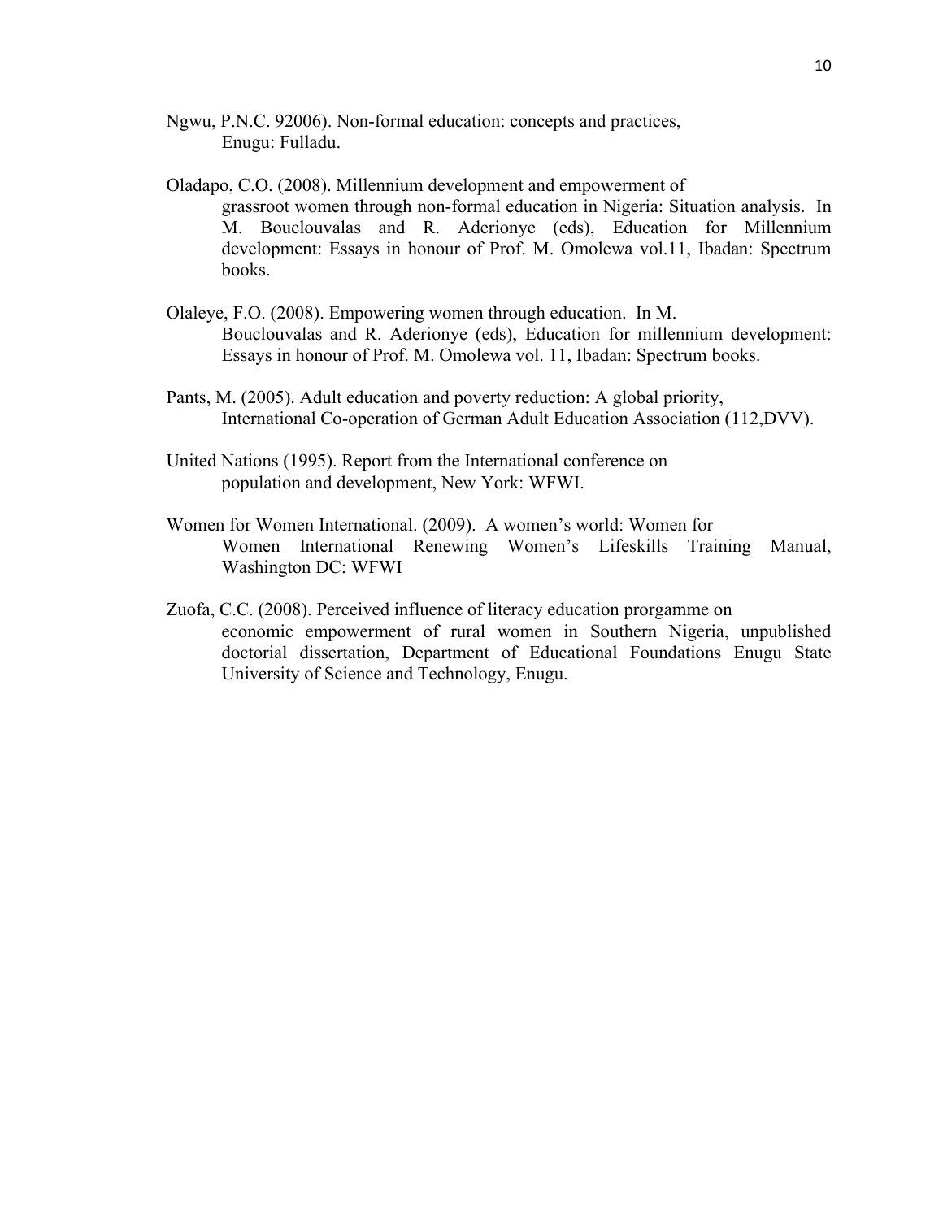Ngwu, P.N.C. 92006). Non-formal education: concepts and practices, Enugu: Fulladu.

Oladapo, C.O. (2008). Millennium development and empowerment of grassroot women through non-formal education in Nigeria: Situation analysis. In M. Bouclouvalas and R. Aderionye (eds), Education for Millennium development: Essays in honour of Prof. M. Omolewa vol.11, Ibadan: Spectrum books.

Olaleye, F.O. (2008). Empowering women through education. In M. Bouclouvalas and R. Aderionye (eds), Education for millennium development: Essays in honour of Prof. M. Omolewa vol. 11, Ibadan: Spectrum books.

Pants, M. (2005). Adult education and poverty reduction: A global priority, International Co-operation of German Adult Education Association (112,DVV).

United Nations (1995). Report from the International conference on population and development, New York: WFWI.

Women for Women International. (2009). A women's world: Women for Women International Renewing Women's Lifeskills Training Manual, Washington DC: WFWI

Zuofa, C.C. (2008). Perceived influence of literacy education prorgamme on economic empowerment of rural women in Southern Nigeria, unpublished doctorial dissertation, Department of Educational Foundations Enugu State University of Science and Technology, Enugu.